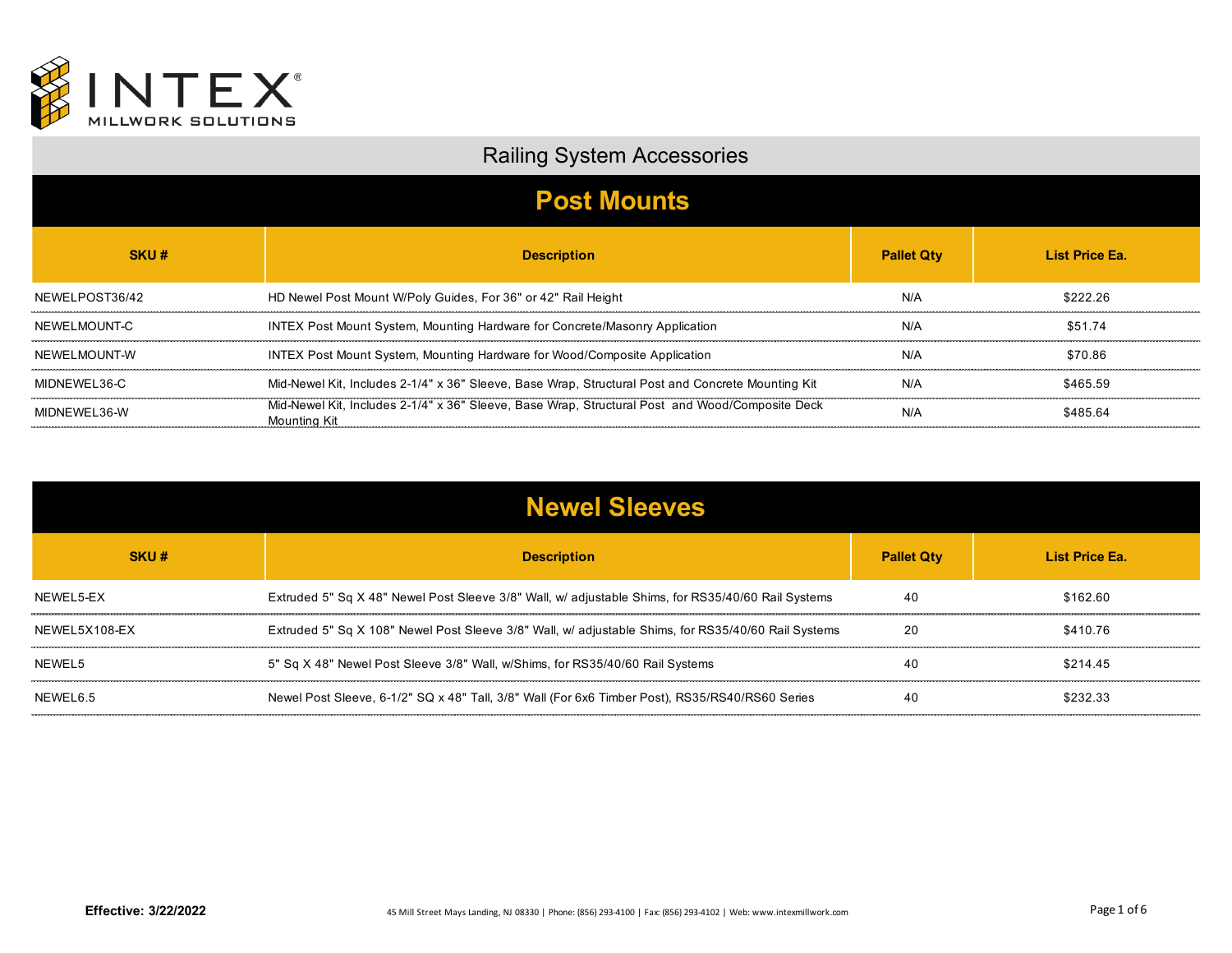INTEX® MILLWORK SOLUTIONS

# Railing System Accessories

## Post Mounts

| SKU # | Description | Pallet Qty | List Price Ea. |
|---|---|---|---|
| NEWELPOST36/42 | HD Newel Post Mount W/Poly Guides, For 36" or 42" Rail Height | N/A | $222.26 |
| NEWELMOUNT-C | INTEX Post Mount System, Mounting Hardware for Concrete/Masonry Application | N/A | $51.74 |
| NEWELMOUNT-W | INTEX Post Mount System, Mounting Hardware for Wood/Composite Application | N/A | $70.86 |
| MIDNEWEL36-C | Mid-Newel Kit, Includes 2-1/4" x 36" Sleeve, Base Wrap, Structural Post and Concrete Mounting Kit | N/A | $465.59 |
| MIDNEWEL36-W | Mid-Newel Kit, Includes 2-1/4" x 36" Sleeve, Base Wrap, Structural Post and Wood/Composite Deck Mounting Kit | N/A | $485.64 |

## Newel Sleeves

| SKU # | Description | Pallet Qty | List Price Ea. |
|---|---|---|---|
| NEWEL5-EX | Extruded 5" Sq X 48" Newel Post Sleeve 3/8" Wall, w/ adjustable Shims, for RS35/40/60 Rail Systems | 40 | $162.60 |
| NEWEL5X108-EX | Extruded 5" Sq X 108" Newel Post Sleeve 3/8" Wall, w/ adjustable Shims, for RS35/40/60 Rail Systems | 20 | $410.76 |
| NEWEL5 | 5" Sq X 48" Newel Post Sleeve 3/8" Wall, w/Shims, for RS35/40/60 Rail Systems | 40 | $214.45 |
| NEWEL6.5 | Newel Post Sleeve, 6-1/2" SQ x 48" Tall, 3/8" Wall (For 6x6 Timber Post), RS35/RS40/RS60 Series | 40 | $232.33 |

**Effective: 3/22/2022**

45 Mill Street Mays Landing, NJ 08330 | Phone: (856) 293-4100 | Fax: (856) 293-4102 | Web: www.intexmillwork.com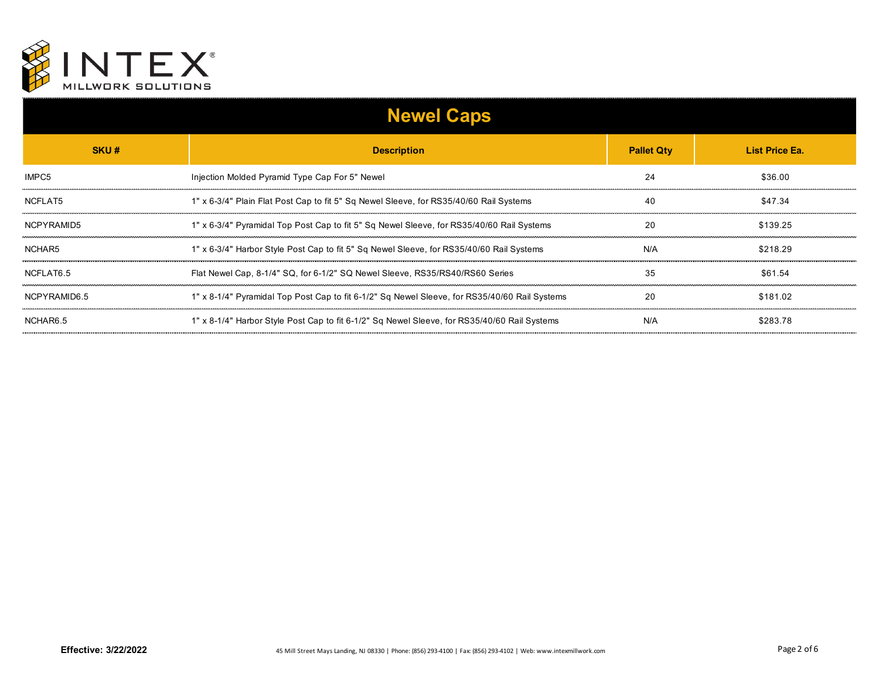# Newel Caps

| SKU # | Description | Pallet Qty | List Price Ea. |
|---|---|---|---|
| IMPC5 | Injection Molded Pyramid Type Cap For 5" Newel | 24 | $36.00 |
| NCFLAT5 | 1" x 6-3/4" Plain Flat Post Cap to fit 5" Sq Newel Sleeve, for RS35/40/60 Rail Systems | 40 | $47.34 |
| NCPYRAMID5 | 1" x 6-3/4" Pyramidal Top Post Cap to fit 5" Sq Newel Sleeve, for RS35/40/60 Rail Systems | 20 | $139.25 |
| NCHAR5 | 1" x 6-3/4" Harbor Style Post Cap to fit 5" Sq Newel Sleeve, for RS35/40/60 Rail Systems | N/A | $218.29 |
| NCFLAT6.5 | Flat Newel Cap, 8-1/4" SQ, for 6-1/2" SQ Newel Sleeve, RS35/RS40/RS60 Series | 35 | $61.54 |
| NCPYRAMID6.5 | 1" x 8-1/4" Pyramidal Top Post Cap to fit 6-1/2" Sq Newel Sleeve, for RS35/40/60 Rail Systems | 20 | $181.02 |
| NCHAR6.5 | 1" x 8-1/4" Harbor Style Post Cap to fit 6-1/2" Sq Newel Sleeve, for RS35/40/60 Rail Systems | N/A | $283.78 |

**Effective: 3/22/2022**

45 Mill Street Mays Landing, NJ 08330 | Phone: (856) 293-4100 | Fax: (856) 293-4102 | Web: www.intexmillwork.com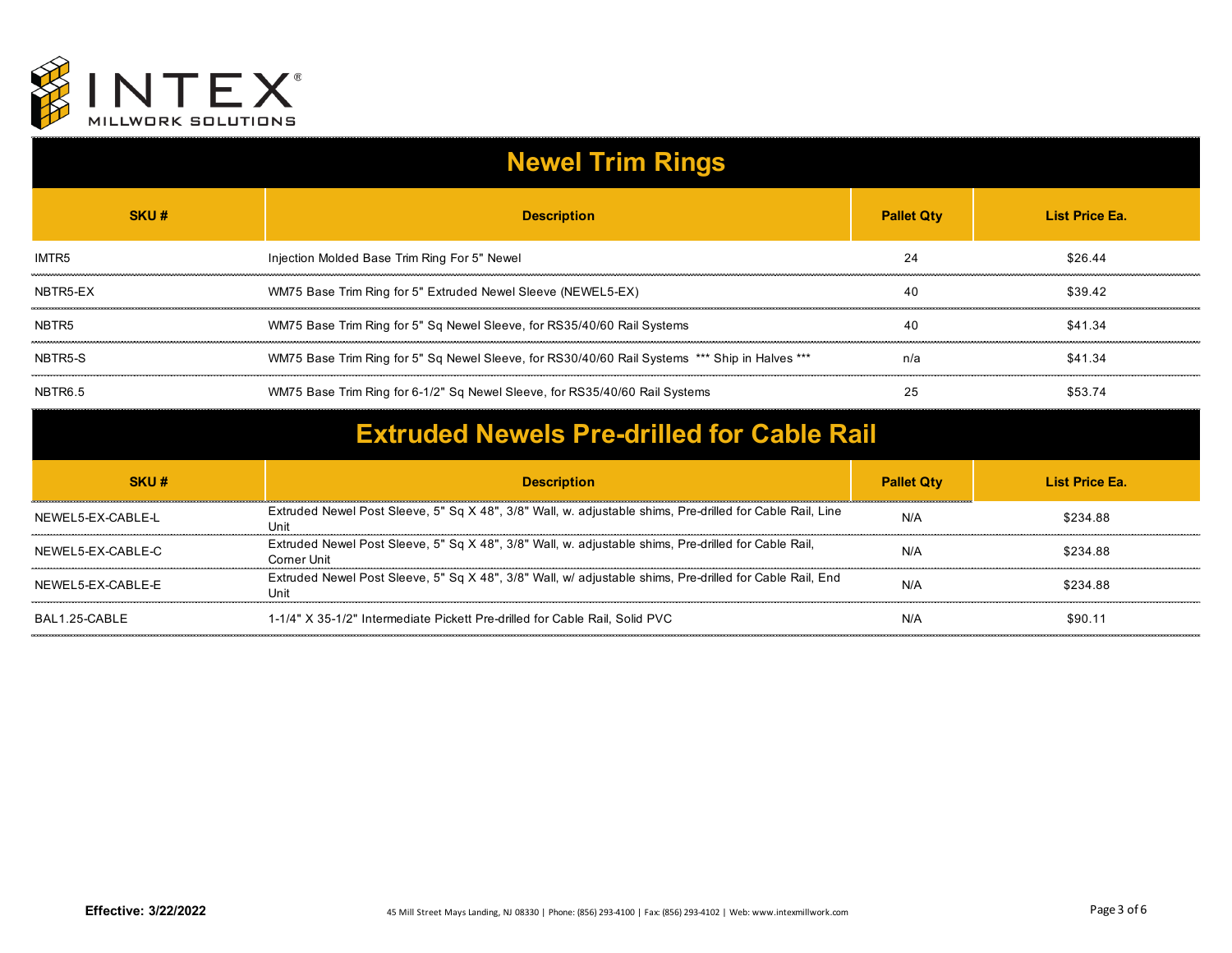## Newel Trim Rings

| SKU # | Description | Pallet Qty | List Price Ea. |
|---|---|---|---|
| IMTR5 | Injection Molded Base Trim Ring For 5" Newel | 24 | $26.44 |
| NBTR5-EX | WM75 Base Trim Ring for 5" Extruded Newel Sleeve (NEWEL5-EX) | 40 | $39.42 |
| NBTR5 | WM75 Base Trim Ring for 5" Sq Newel Sleeve, for RS35/40/60 Rail Systems | 40 | $41.34 |
| NBTR5-S | WM75 Base Trim Ring for 5" Sq Newel Sleeve, for RS30/40/60 Rail Systems *** Ship in Halves *** | n/a | $41.34 |
| NBTR6.5 | WM75 Base Trim Ring for 6-1/2" Sq Newel Sleeve, for RS35/40/60 Rail Systems | 25 | $53.74 |

## Extruded Newels Pre-drilled for Cable Rail

| SKU # | Description | Pallet Qty | List Price Ea. |
|---|---|---|---|
| NEWEL5-EX-CABLE-L | Extruded Newel Post Sleeve, 5" Sq X 48", 3/8" Wall, w. adjustable shims, Pre-drilled for Cable Rail, Line Unit | N/A | $234.88 |
| NEWEL5-EX-CABLE-C | Extruded Newel Post Sleeve, 5" Sq X 48", 3/8" Wall, w. adjustable shims, Pre-drilled for Cable Rail, Corner Unit | N/A | $234.88 |
| NEWEL5-EX-CABLE-E | Extruded Newel Post Sleeve, 5" Sq X 48", 3/8" Wall, w/ adjustable shims, Pre-drilled for Cable Rail, End Unit | N/A | $234.88 |
| BAL1.25-CABLE | 1-1/4" X 35-1/2" Intermediate Pickett Pre-drilled for Cable Rail, Solid PVC | N/A | $90.11 |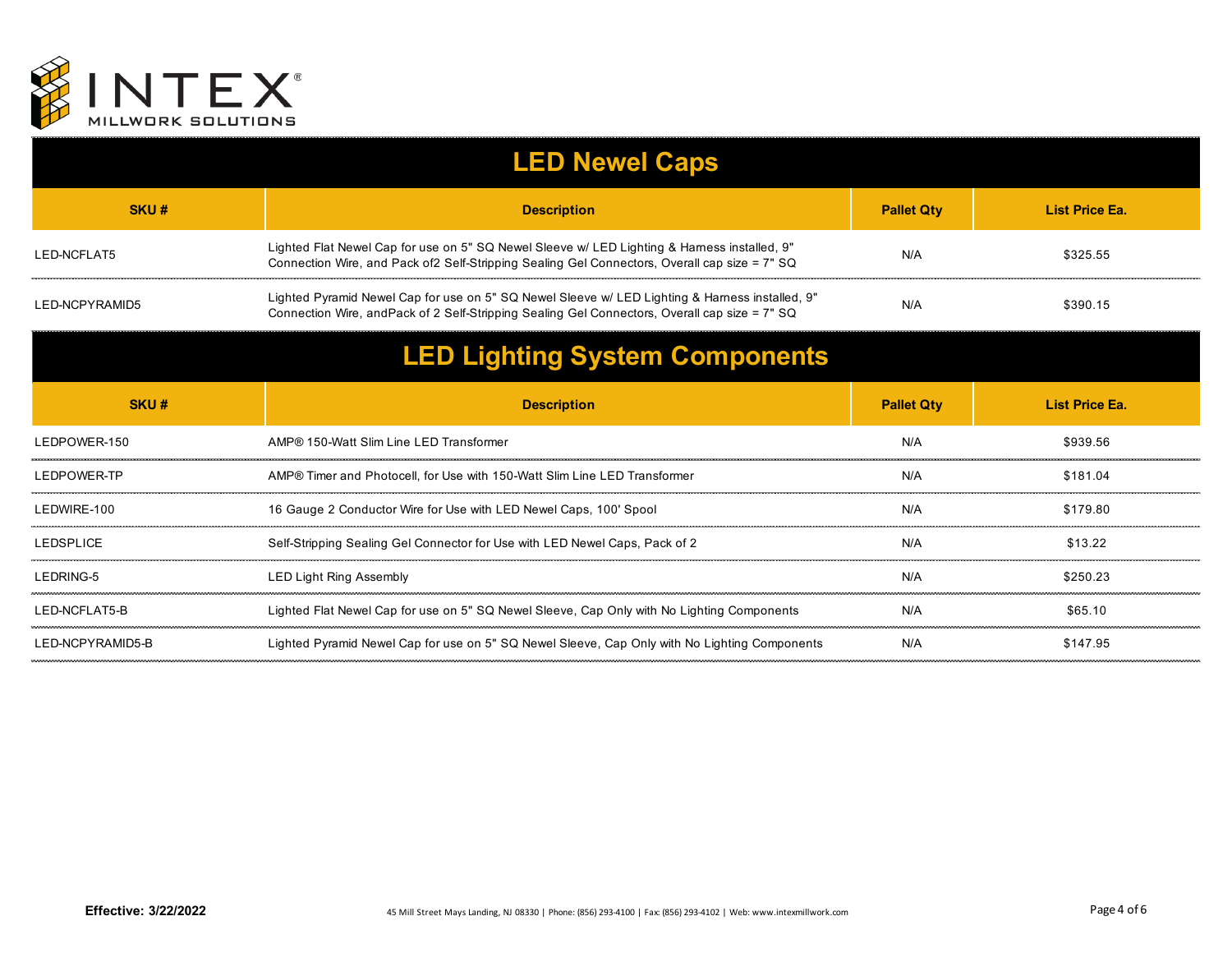# LED Newel Caps

| SKU # | Description | Pallet Qty | List Price Ea. |
|---|---|---|---|
| LED-NCFLAT5 | Lighted Flat Newel Cap for use on 5" SQ Newel Sleeve w/ LED Lighting & Harness installed, 9" Connection Wire, and Pack of2 Self-Stripping Sealing Gel Connectors, Overall cap size = 7" SQ | N/A | $325.55 |
| LED-NCPYRAMID5 | Lighted Pyramid Newel Cap for use on 5" SQ Newel Sleeve w/ LED Lighting & Harness installed, 9" Connection Wire, andPack of 2 Self-Stripping Sealing Gel Connectors, Overall cap size = 7" SQ | N/A | $390.15 |

# LED Lighting System Components

| SKU # | Description | Pallet Qty | List Price Ea. |
|---|---|---|---|
| LEDPOWER-150 | AMP® 150-Watt Slim Line LED Transformer | N/A | $939.56 |
| LEDPOWER-TP | AMP® Timer and Photocell, for Use with 150-Watt Slim Line LED Transformer | N/A | $181.04 |
| LEDWIRE-100 | 16 Gauge 2 Conductor Wire for Use with LED Newel Caps, 100' Spool | N/A | $179.80 |
| LEDSPLICE | Self-Stripping Sealing Gel Connector for Use with LED Newel Caps, Pack of 2 | N/A | $13.22 |
| LEDRING-5 | LED Light Ring Assembly | N/A | $250.23 |
| LED-NCFLAT5-B | Lighted Flat Newel Cap for use on 5" SQ Newel Sleeve, Cap Only with No Lighting Components | N/A | $65.10 |
| LED-NCPYRAMID5-B | Lighted Pyramid Newel Cap for use on 5" SQ Newel Sleeve, Cap Only with No Lighting Components | N/A | $147.95 |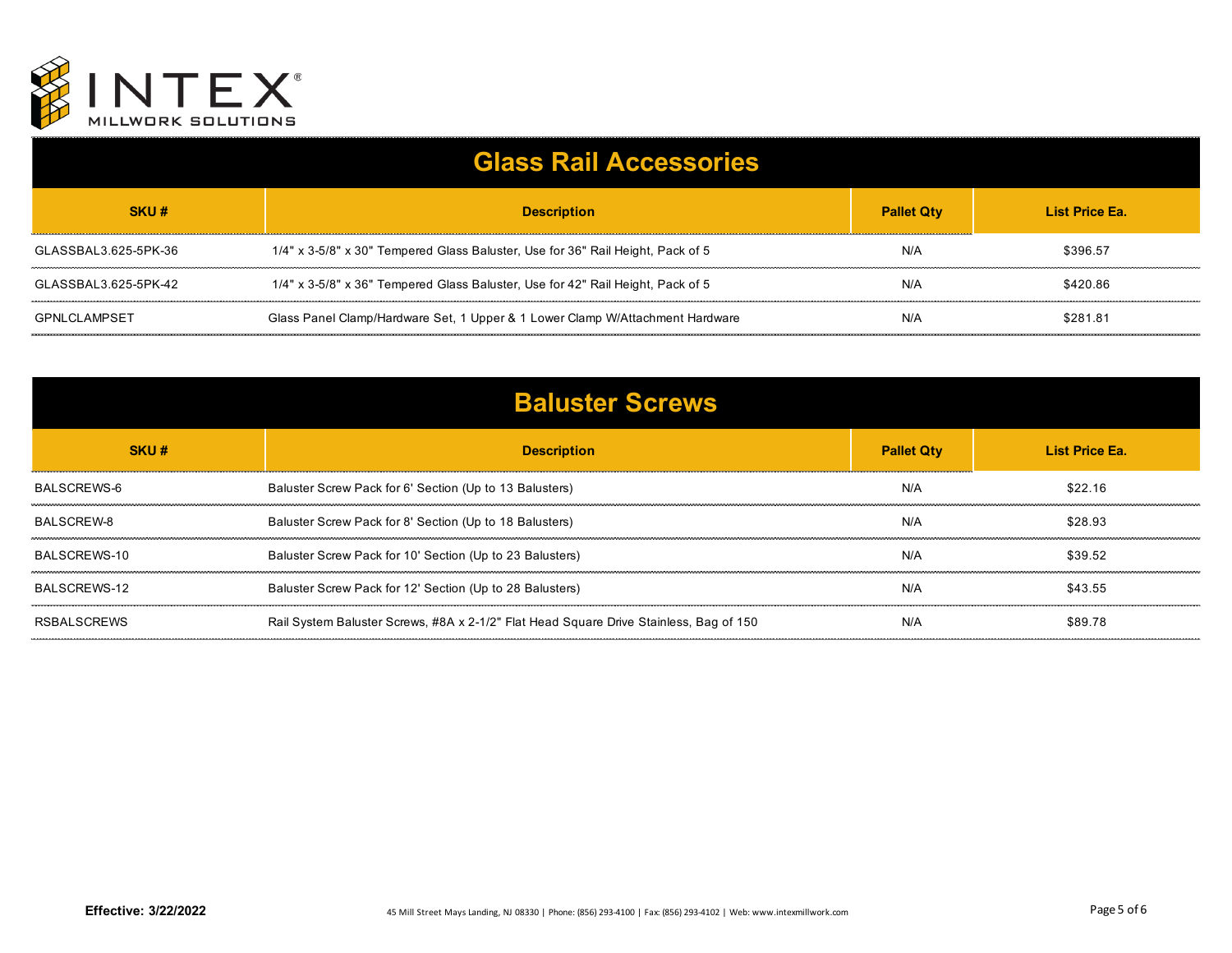INTEX® MILLWORK SOLUTIONS

## Glass Rail Accessories

| SKU # | Description | Pallet Qty | List Price Ea. |
|---|---|---|---|
| GLASSBAL3.625-5PK-36 | 1/4" x 3-5/8" x 30" Tempered Glass Baluster, Use for 36" Rail Height, Pack of 5 | N/A | $396.57 |
| GLASSBAL3.625-5PK-42 | 1/4" x 3-5/8" x 36" Tempered Glass Baluster, Use for 42" Rail Height, Pack of 5 | N/A | $420.86 |
| GPNLCLAMPSET | Glass Panel Clamp/Hardware Set, 1 Upper & 1 Lower Clamp W/Attachment Hardware | N/A | $281.81 |

## Baluster Screws

| SKU # | Description | Pallet Qty | List Price Ea. |
|---|---|---|---|
| BALSCREWS-6 | Baluster Screw Pack for 6' Section (Up to 13 Balusters) | N/A | $22.16 |
| BALSCREW-8 | Baluster Screw Pack for 8' Section (Up to 18 Balusters) | N/A | $28.93 |
| BALSCREWS-10 | Baluster Screw Pack for 10' Section (Up to 23 Balusters) | N/A | $39.52 |
| BALSCREWS-12 | Baluster Screw Pack for 12' Section (Up to 28 Balusters) | N/A | $43.55 |
| RSBALSCREWS | Rail System Baluster Screws, #8A x 2-1/2" Flat Head Square Drive Stainless, Bag of 150 | N/A | $89.78 |

**Effective: 3/22/2022**

45 Mill Street Mays Landing, NJ 08330 | Phone: (856) 293-4100 | Fax: (856) 293-4102 | Web: www.intexmillwork.com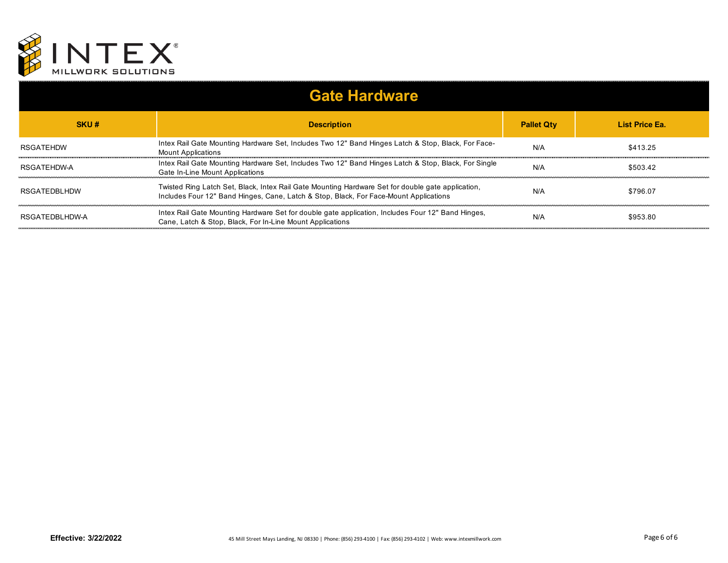INTEX® MILLWORK SOLUTIONS

## Gate Hardware

| SKU # | Description | Pallet Qty | List Price Ea. |
| --- | --- | --- | --- |
| RSGATEHDW | Intex Rail Gate Mounting Hardware Set, Includes Two 12" Band Hinges Latch & Stop, Black, For Face-Mount Applications | N/A | $413.25 |
| RSGATEHDW-A | Intex Rail Gate Mounting Hardware Set, Includes Two 12" Band Hinges Latch & Stop, Black, For Single Gate In-Line Mount Applications | N/A | $503.42 |
| RSGATEDBLHDW | Twisted Ring Latch Set, Black, Intex Rail Gate Mounting Hardware Set for double gate application, Includes Four 12" Band Hinges, Cane, Latch & Stop, Black, For Face-Mount Applications | N/A | $796.07 |
| RSGATEDBLHDW-A | Intex Rail Gate Mounting Hardware Set for double gate application, Includes Four 12" Band Hinges, Cane, Latch & Stop, Black, For In-Line Mount Applications | N/A | $953.80 |

**Effective: 3/22/2022**

45 Mill Street Mays Landing, NJ 08330 | Phone: (856) 293-4100 | Fax: (856) 293-4102 | Web: www.intexmillwork.com